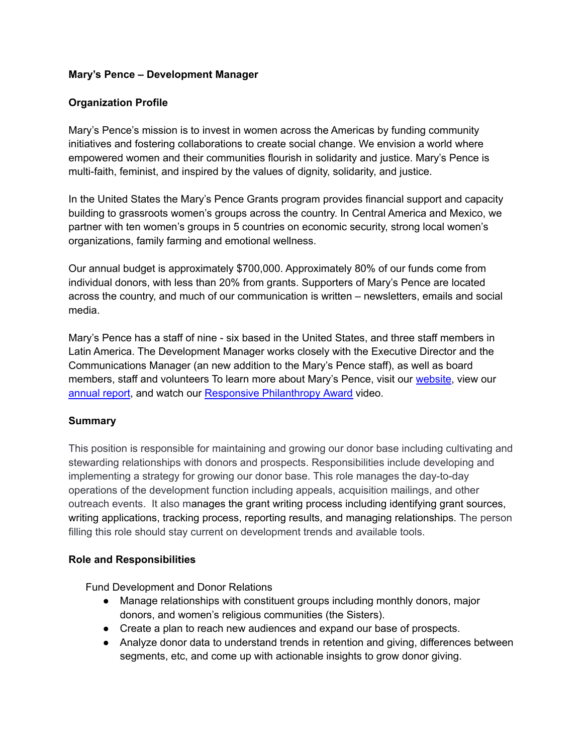**Mary's Pence – Development Manager**

**Organization Profile**

Mary's Pence's mission is to invest in women across the Americas by funding community initiatives and fostering collaborations to create social change. We envision a world where empowered women and their communities flourish in solidarity and justice. Mary's Pence is multi-faith, feminist, and inspired by the values of dignity, solidarity, and justice.

In the United States the Mary's Pence Grants program provides financial support and capacity building to grassroots women's groups across the country. In Central America and Mexico, we partner with ten women's groups in 5 countries on economic security, strong local women's organizations, family farming and emotional wellness.

Our annual budget is approximately $700,000. Approximately 80% of our funds come from individual donors, with less than 20% from grants. Supporters of Mary's Pence are located across the country, and much of our communication is written – newsletters, emails and social media.

Mary's Pence has a staff of nine - six based in the United States, and three staff members in Latin America. The Development Manager works closely with the Executive Director and the Communications Manager (an new addition to the Mary's Pence staff), as well as board members, staff and volunteers To learn more about Mary's Pence, visit our website, view our annual report, and watch our Responsive Philanthropy Award video.

**Summary**

This position is responsible for maintaining and growing our donor base including cultivating and stewarding relationships with donors and prospects. Responsibilities include developing and implementing a strategy for growing our donor base. This role manages the day-to-day operations of the development function including appeals, acquisition mailings, and other outreach events. It also manages the grant writing process including identifying grant sources, writing applications, tracking process, reporting results, and managing relationships. The person filling this role should stay current on development trends and available tools.

**Role and Responsibilities**

Fund Development and Donor Relations

- Manage relationships with constituent groups including monthly donors, major donors, and women's religious communities (the Sisters).
- Create a plan to reach new audiences and expand our base of prospects.
- Analyze donor data to understand trends in retention and giving, differences between segments, etc, and come up with actionable insights to grow donor giving.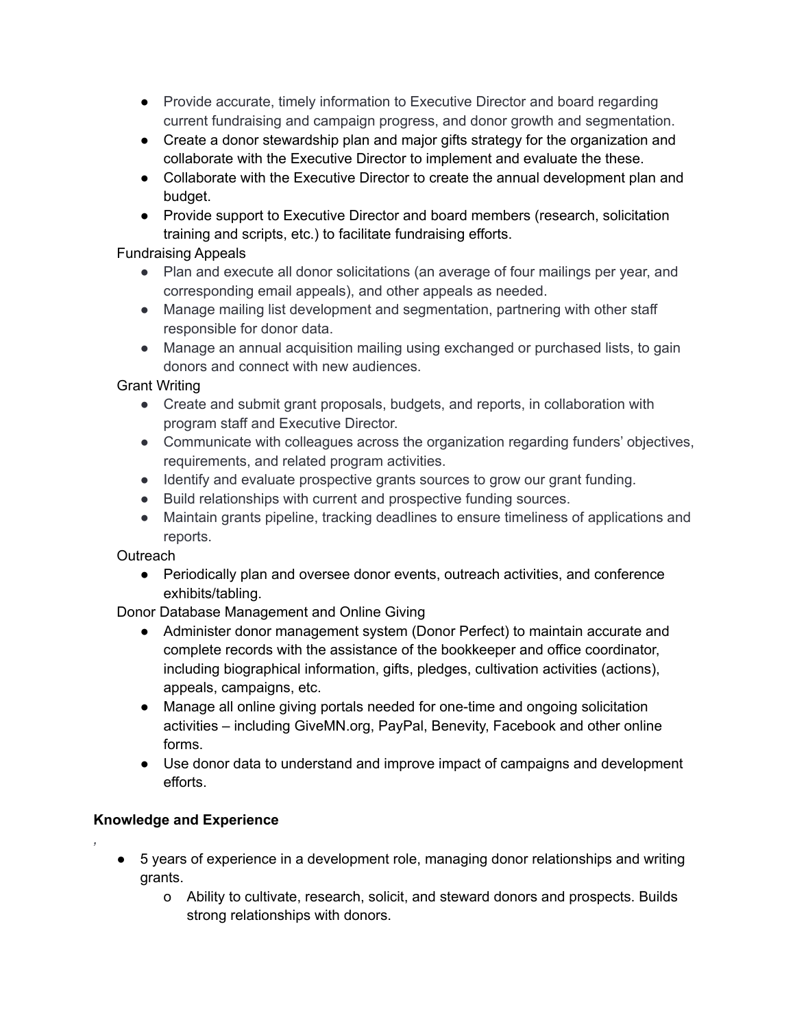- Provide accurate, timely information to Executive Director and board regarding current fundraising and campaign progress, and donor growth and segmentation.
- Create a donor stewardship plan and major gifts strategy for the organization and collaborate with the Executive Director to implement and evaluate the these.
- Collaborate with the Executive Director to create the annual development plan and budget.
- Provide support to Executive Director and board members (research, solicitation training and scripts, etc.) to facilitate fundraising efforts.

Fundraising Appeals

- Plan and execute all donor solicitations (an average of four mailings per year, and corresponding email appeals), and other appeals as needed.
- Manage mailing list development and segmentation, partnering with other staff responsible for donor data.
- Manage an annual acquisition mailing using exchanged or purchased lists, to gain donors and connect with new audiences.

Grant Writing

- Create and submit grant proposals, budgets, and reports, in collaboration with program staff and Executive Director.
- Communicate with colleagues across the organization regarding funders' objectives, requirements, and related program activities.
- Identify and evaluate prospective grants sources to grow our grant funding.
- Build relationships with current and prospective funding sources.
- Maintain grants pipeline, tracking deadlines to ensure timeliness of applications and reports.

Outreach

- Periodically plan and oversee donor events, outreach activities, and conference exhibits/tabling.

Donor Database Management and Online Giving

- Administer donor management system (Donor Perfect) to maintain accurate and complete records with the assistance of the bookkeeper and office coordinator, including biographical information, gifts, pledges, cultivation activities (actions), appeals, campaigns, etc.
- Manage all online giving portals needed for one-time and ongoing solicitation activities – including GiveMN.org, PayPal, Benevity, Facebook and other online forms.
- Use donor data to understand and improve impact of campaigns and development efforts.

**Knowledge and Experience**

,

- 5 years of experience in a development role, managing donor relationships and writing grants.
  - Ability to cultivate, research, solicit, and steward donors and prospects. Builds strong relationships with donors.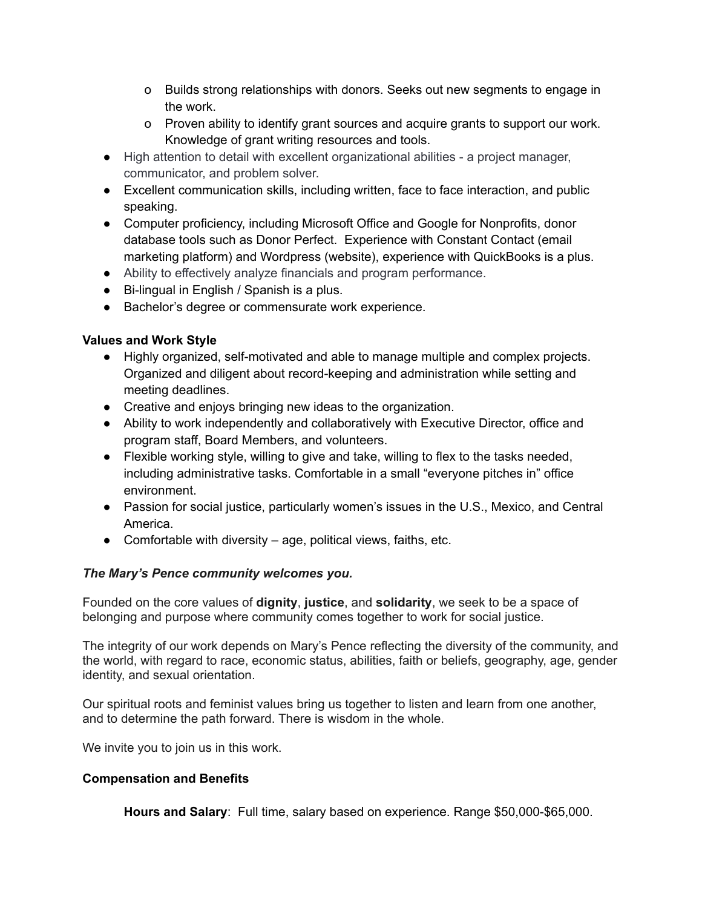- Builds strong relationships with donors. Seeks out new segments to engage in the work.
  - Proven ability to identify grant sources and acquire grants to support our work. Knowledge of grant writing resources and tools.
- High attention to detail with excellent organizational abilities - a project manager, communicator, and problem solver.
- Excellent communication skills, including written, face to face interaction, and public speaking.
- Computer proficiency, including Microsoft Office and Google for Nonprofits, donor database tools such as Donor Perfect. Experience with Constant Contact (email marketing platform) and Wordpress (website), experience with QuickBooks is a plus.
- Ability to effectively analyze financials and program performance.
- Bi-lingual in English / Spanish is a plus.
- Bachelor's degree or commensurate work experience.

**Values and Work Style**

- Highly organized, self-motivated and able to manage multiple and complex projects. Organized and diligent about record-keeping and administration while setting and meeting deadlines.
- Creative and enjoys bringing new ideas to the organization.
- Ability to work independently and collaboratively with Executive Director, office and program staff, Board Members, and volunteers.
- Flexible working style, willing to give and take, willing to flex to the tasks needed, including administrative tasks. Comfortable in a small "everyone pitches in" office environment.
- Passion for social justice, particularly women's issues in the U.S., Mexico, and Central America.
- Comfortable with diversity – age, political views, faiths, etc.

***The Mary's Pence community welcomes you.***

Founded on the core values of **dignity**, **justice**, and **solidarity**, we seek to be a space of belonging and purpose where community comes together to work for social justice.

The integrity of our work depends on Mary's Pence reflecting the diversity of the community, and the world, with regard to race, economic status, abilities, faith or beliefs, geography, age, gender identity, and sexual orientation.

Our spiritual roots and feminist values bring us together to listen and learn from one another, and to determine the path forward. There is wisdom in the whole.

We invite you to join us in this work.

**Compensation and Benefits**

**Hours and Salary**: Full time, salary based on experience. Range $50,000-$65,000.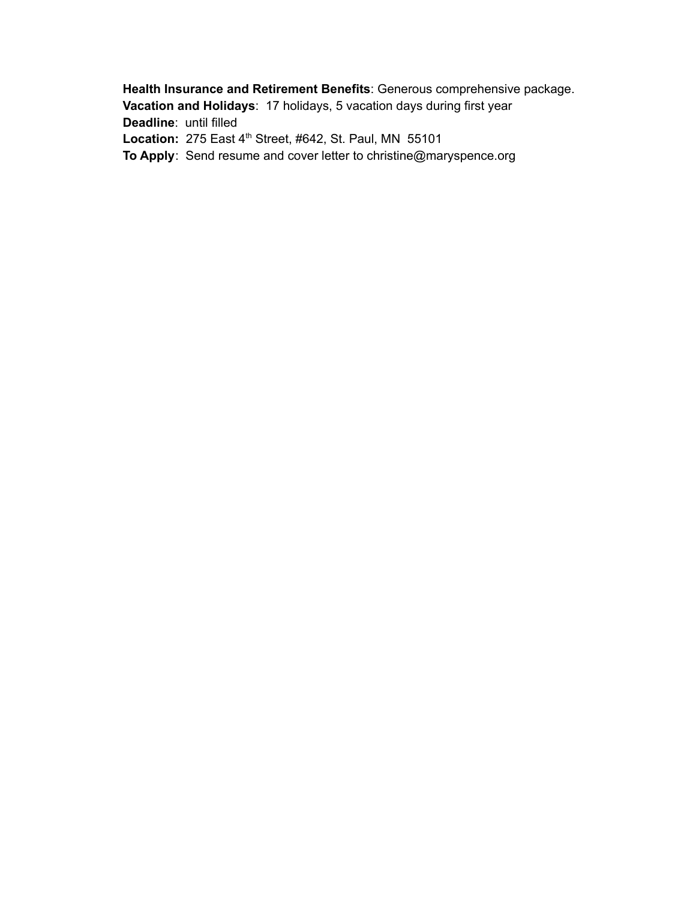**Health Insurance and Retirement Benefits**: Generous comprehensive package.
**Vacation and Holidays**: 17 holidays, 5 vacation days during first year
**Deadline**: until filled
**Location:** 275 East 4th Street, #642, St. Paul, MN 55101
**To Apply**: Send resume and cover letter to christine@maryspence.org